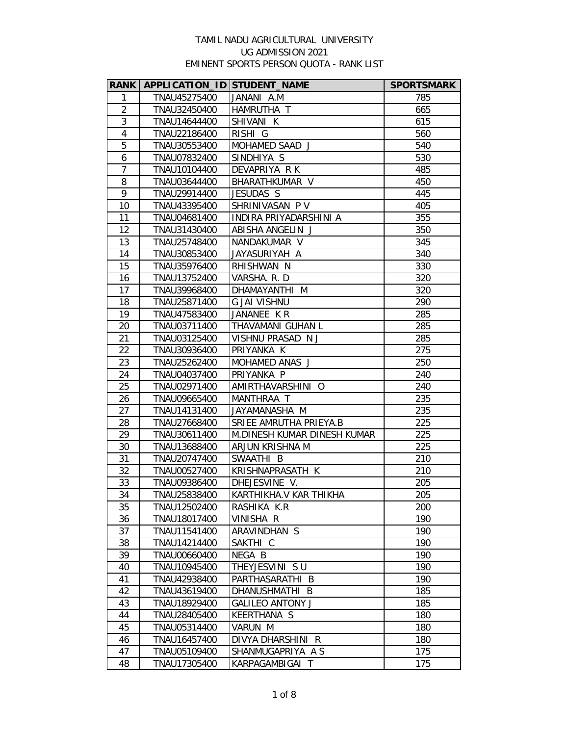# TAMIL NADU AGRICULTURAL UNIVERSITY
## UG ADMISSION 2021
## EMINENT SPORTS PERSON QUOTA - RANK LIST

| RANK | APPLICATION_ID | STUDENT_NAME | SPORTSMARK |
|---|---|---|---|
| 1 | TNAU45275400 | JANANI A.M | 785 |
| 2 | TNAU32450400 | HAMRUTHA T | 665 |
| 3 | TNAU14644400 | SHIVANI K | 615 |
| 4 | TNAU22186400 | RISHI G | 560 |
| 5 | TNAU30553400 | MOHAMED SAAD J | 540 |
| 6 | TNAU07832400 | SINDHIYA S | 530 |
| 7 | TNAU10104400 | DEVAPRIYA R K | 485 |
| 8 | TNAU03644400 | BHARATHKUMAR V | 450 |
| 9 | TNAU29914400 | JESUDAS S | 445 |
| 10 | TNAU43395400 | SHRINIVASAN P V | 405 |
| 11 | TNAU04681400 | INDIRA PRIYADARSHINI A | 355 |
| 12 | TNAU31430400 | ABISHA ANGELIN J | 350 |
| 13 | TNAU25748400 | NANDAKUMAR V | 345 |
| 14 | TNAU30853400 | JAYASURIYAH A | 340 |
| 15 | TNAU35976400 | RHISHWAN N | 330 |
| 16 | TNAU13752400 | VARSHA. R. D | 320 |
| 17 | TNAU39968400 | DHAMAYANTHI M | 320 |
| 18 | TNAU25871400 | G JAI VISHNU | 290 |
| 19 | TNAU47583400 | JANANEE K R | 285 |
| 20 | TNAU03711400 | THAVAMANI GUHAN L | 285 |
| 21 | TNAU03125400 | VISHNU PRASAD N J | 285 |
| 22 | TNAU30936400 | PRIYANKA K | 275 |
| 23 | TNAU25262400 | MOHAMED ANAS J | 250 |
| 24 | TNAU04037400 | PRIYANKA P | 240 |
| 25 | TNAU02971400 | AMIRTHAVARSHINI O | 240 |
| 26 | TNAU09665400 | MANTHRAA T | 235 |
| 27 | TNAU14131400 | JAYAMANASHA M | 235 |
| 28 | TNAU27668400 | SRIEE AMRUTHA PRIEYA.B | 225 |
| 29 | TNAU30611400 | M.DINESH KUMAR DINESH KUMAR | 225 |
| 30 | TNAU13688400 | ARJUN KRISHNA M | 225 |
| 31 | TNAU20747400 | SWAATHI B | 210 |
| 32 | TNAU00527400 | KRISHNAPRASATH K | 210 |
| 33 | TNAU09386400 | DHEJESVINE V. | 205 |
| 34 | TNAU25838400 | KARTHIKHA.V KAR THIKHA | 205 |
| 35 | TNAU12502400 | RASHIKA K.R | 200 |
| 36 | TNAU18017400 | VINISHA R | 190 |
| 37 | TNAU11541400 | ARAVINDHAN S | 190 |
| 38 | TNAU14214400 | SAKTHI C | 190 |
| 39 | TNAU00660400 | NEGA B | 190 |
| 40 | TNAU10945400 | THEYJESVINI S U | 190 |
| 41 | TNAU42938400 | PARTHASARATHI B | 190 |
| 42 | TNAU43619400 | DHANUSHMATHI B | 185 |
| 43 | TNAU18929400 | GALILEO ANTONY J | 185 |
| 44 | TNAU28405400 | KEERTHANA S | 180 |
| 45 | TNAU05314400 | VARUN M | 180 |
| 46 | TNAU16457400 | DIVYA DHARSHINI R | 180 |
| 47 | TNAU05109400 | SHANMUGAPRIYA A S | 175 |
| 48 | TNAU17305400 | KARPAGAMBIGAI T | 175 |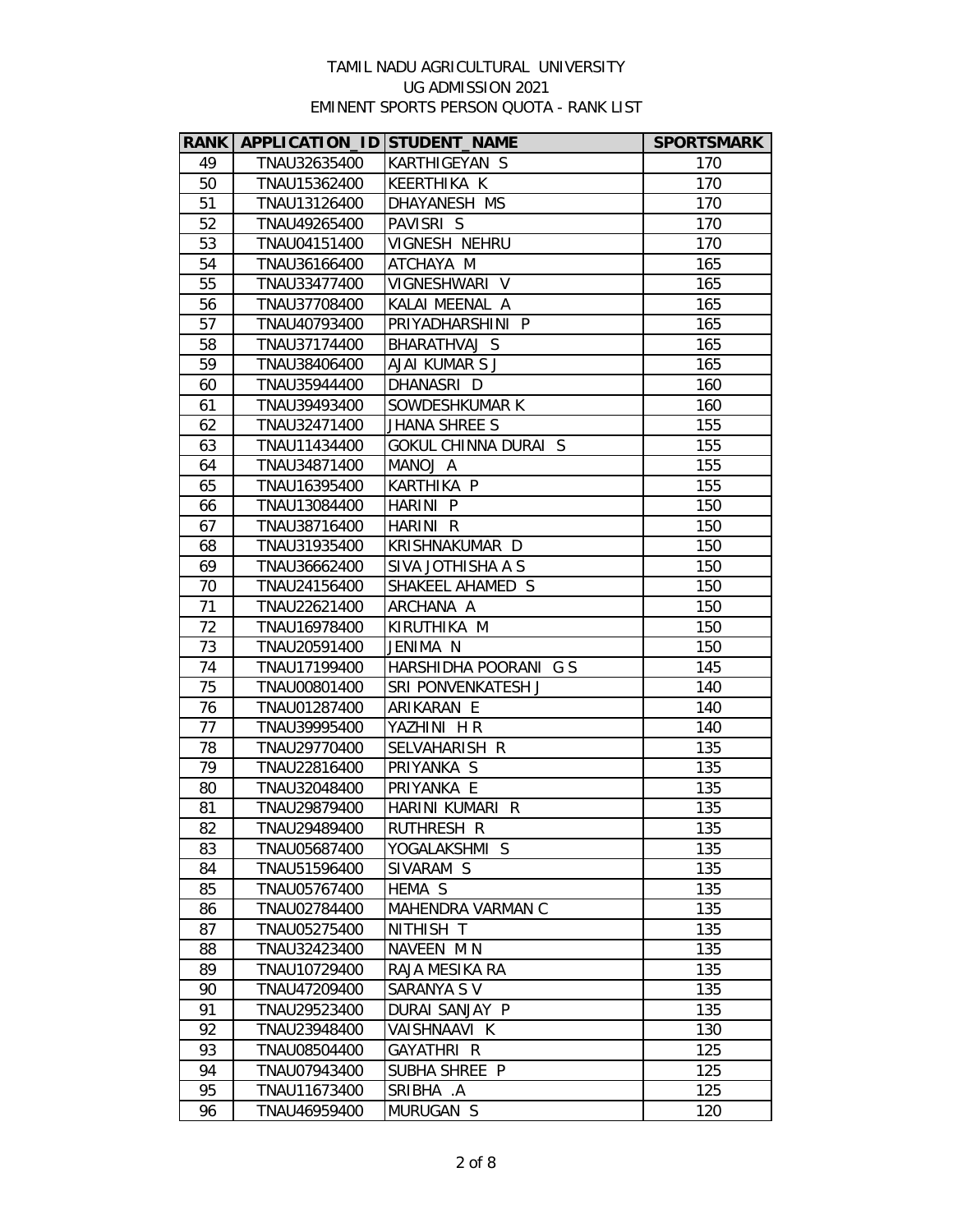TAMIL NADU AGRICULTURAL UNIVERSITY
UG ADMISSION 2021
EMINENT SPORTS PERSON QUOTA - RANK LIST

| RANK | APPLICATION_ID | STUDENT_NAME | SPORTSMARK |
|---|---|---|---|
| 49 | TNAU32635400 | KARTHIGEYAN S | 170 |
| 50 | TNAU15362400 | KEERTHIKA K | 170 |
| 51 | TNAU13126400 | DHAYANESH MS | 170 |
| 52 | TNAU49265400 | PAVISRI S | 170 |
| 53 | TNAU04151400 | VIGNESH NEHRU | 170 |
| 54 | TNAU36166400 | ATCHAYA M | 165 |
| 55 | TNAU33477400 | VIGNESHWARI V | 165 |
| 56 | TNAU37708400 | KALAI MEENAL A | 165 |
| 57 | TNAU40793400 | PRIYADHARSHINI P | 165 |
| 58 | TNAU37174400 | BHARATHVAJ S | 165 |
| 59 | TNAU38406400 | AJAI KUMAR S J | 165 |
| 60 | TNAU35944400 | DHANASRI D | 160 |
| 61 | TNAU39493400 | SOWDESHKUMAR K | 160 |
| 62 | TNAU32471400 | JHANA SHREE S | 155 |
| 63 | TNAU11434400 | GOKUL CHINNA DURAI S | 155 |
| 64 | TNAU34871400 | MANOJ A | 155 |
| 65 | TNAU16395400 | KARTHIKA P | 155 |
| 66 | TNAU13084400 | HARINI P | 150 |
| 67 | TNAU38716400 | HARINI R | 150 |
| 68 | TNAU31935400 | KRISHNAKUMAR D | 150 |
| 69 | TNAU36662400 | SIVA JOTHISHA A S | 150 |
| 70 | TNAU24156400 | SHAKEEL AHAMED S | 150 |
| 71 | TNAU22621400 | ARCHANA A | 150 |
| 72 | TNAU16978400 | KIRUTHIKA M | 150 |
| 73 | TNAU20591400 | JENIMA N | 150 |
| 74 | TNAU17199400 | HARSHIDHA POORANI G S | 145 |
| 75 | TNAU00801400 | SRI PONVENKATESH J | 140 |
| 76 | TNAU01287400 | ARIKARAN E | 140 |
| 77 | TNAU39995400 | YAZHINI H R | 140 |
| 78 | TNAU29770400 | SELVAHARISH R | 135 |
| 79 | TNAU22816400 | PRIYANKA S | 135 |
| 80 | TNAU32048400 | PRIYANKA E | 135 |
| 81 | TNAU29879400 | HARINI KUMARI R | 135 |
| 82 | TNAU29489400 | RUTHRESH R | 135 |
| 83 | TNAU05687400 | YOGALAKSHMI S | 135 |
| 84 | TNAU51596400 | SIVARAM S | 135 |
| 85 | TNAU05767400 | HEMA S | 135 |
| 86 | TNAU02784400 | MAHENDRA VARMAN C | 135 |
| 87 | TNAU05275400 | NITHISH T | 135 |
| 88 | TNAU32423400 | NAVEEN M N | 135 |
| 89 | TNAU10729400 | RAJA MESIKA RA | 135 |
| 90 | TNAU47209400 | SARANYA S V | 135 |
| 91 | TNAU29523400 | DURAI SANJAY P | 135 |
| 92 | TNAU23948400 | VAISHNAAVI K | 130 |
| 93 | TNAU08504400 | GAYATHRI R | 125 |
| 94 | TNAU07943400 | SUBHA SHREE P | 125 |
| 95 | TNAU11673400 | SRIBHA .A | 125 |
| 96 | TNAU46959400 | MURUGAN S | 120 |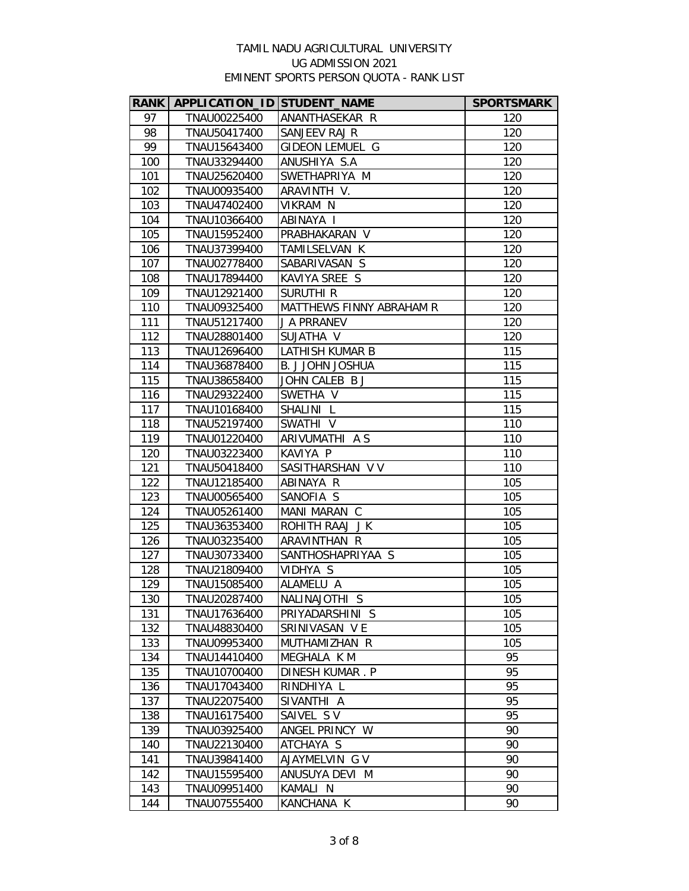# TAMIL NADU AGRICULTURAL UNIVERSITY
## UG ADMISSION 2021
## EMINENT SPORTS PERSON QUOTA - RANK LIST

| RANK | APPLICATION_ID | STUDENT_NAME | SPORTSMARK |
|---|---|---|---|
| 97 | TNAU00225400 | ANANTHASEKAR R | 120 |
| 98 | TNAU50417400 | SANJEEV RAJ R | 120 |
| 99 | TNAU15643400 | GIDEON LEMUEL G | 120 |
| 100 | TNAU33294400 | ANUSHIYA S.A | 120 |
| 101 | TNAU25620400 | SWETHAPRIYA M | 120 |
| 102 | TNAU00935400 | ARAVINTH V. | 120 |
| 103 | TNAU47402400 | VIKRAM N | 120 |
| 104 | TNAU10366400 | ABINAYA I | 120 |
| 105 | TNAU15952400 | PRABHAKARAN V | 120 |
| 106 | TNAU37399400 | TAMILSELVAN K | 120 |
| 107 | TNAU02778400 | SABARIVASAN S | 120 |
| 108 | TNAU17894400 | KAVIYA SREE S | 120 |
| 109 | TNAU12921400 | SURUTHI R | 120 |
| 110 | TNAU09325400 | MATTHEWS FINNY ABRAHAM R | 120 |
| 111 | TNAU51217400 | J A PRRANEV | 120 |
| 112 | TNAU28801400 | SUJATHA V | 120 |
| 113 | TNAU12696400 | LATHISH KUMAR B | 115 |
| 114 | TNAU36878400 | B. J JOHN JOSHUA | 115 |
| 115 | TNAU38658400 | JOHN CALEB B J | 115 |
| 116 | TNAU29322400 | SWETHA V | 115 |
| 117 | TNAU10168400 | SHALINI L | 115 |
| 118 | TNAU52197400 | SWATHI V | 110 |
| 119 | TNAU01220400 | ARIVUMATHI A S | 110 |
| 120 | TNAU03223400 | KAVIYA P | 110 |
| 121 | TNAU50418400 | SASITHARSHAN V V | 110 |
| 122 | TNAU12185400 | ABINAYA R | 105 |
| 123 | TNAU00565400 | SANOFIA S | 105 |
| 124 | TNAU05261400 | MANI MARAN C | 105 |
| 125 | TNAU36353400 | ROHITH RAAJ J K | 105 |
| 126 | TNAU03235400 | ARAVINTHAN R | 105 |
| 127 | TNAU30733400 | SANTHOSHAPRIYAA S | 105 |
| 128 | TNAU21809400 | VIDHYA S | 105 |
| 129 | TNAU15085400 | ALAMELU A | 105 |
| 130 | TNAU20287400 | NALINAJOTHI S | 105 |
| 131 | TNAU17636400 | PRIYADARSHINI S | 105 |
| 132 | TNAU48830400 | SRINIVASAN V E | 105 |
| 133 | TNAU09953400 | MUTHAMIZHAN R | 105 |
| 134 | TNAU14410400 | MEGHALA K M | 95 |
| 135 | TNAU10700400 | DINESH KUMAR . P | 95 |
| 136 | TNAU17043400 | RINDHIYA L | 95 |
| 137 | TNAU22075400 | SIVANTHI A | 95 |
| 138 | TNAU16175400 | SAIVEL S V | 95 |
| 139 | TNAU03925400 | ANGEL PRINCY W | 90 |
| 140 | TNAU22130400 | ATCHAYA S | 90 |
| 141 | TNAU39841400 | AJAYMELVIN G V | 90 |
| 142 | TNAU15595400 | ANUSUYA DEVI M | 90 |
| 143 | TNAU09951400 | KAMALI N | 90 |
| 144 | TNAU07555400 | KANCHANA K | 90 |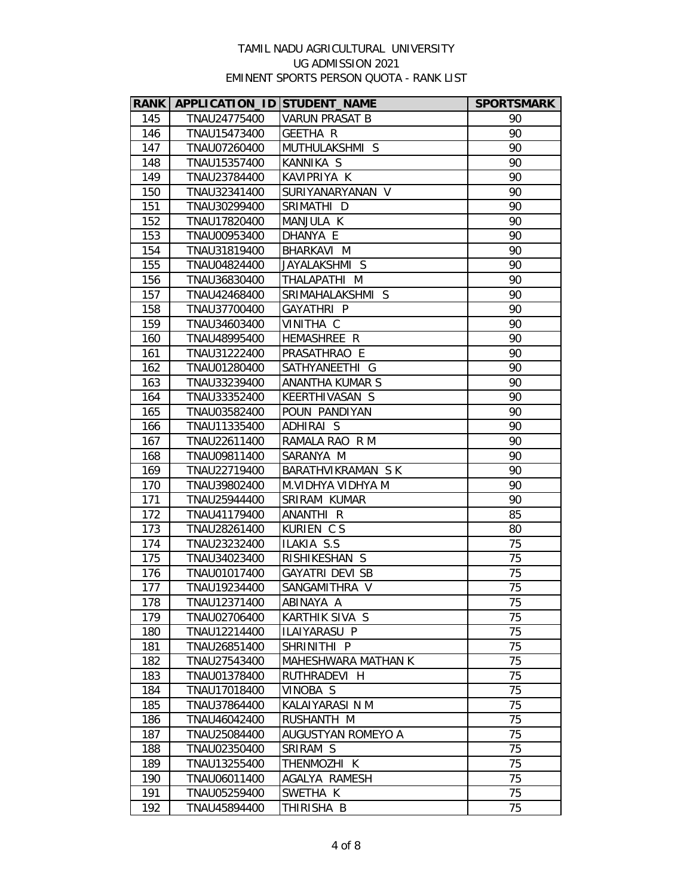TAMIL NADU AGRICULTURAL UNIVERSITY
UG ADMISSION 2021
EMINENT SPORTS PERSON QUOTA - RANK LIST

| RANK | APPLICATION_ID | STUDENT_NAME | SPORTSMARK |
|---|---|---|---|
| 145 | TNAU24775400 | VARUN PRASAT B | 90 |
| 146 | TNAU15473400 | GEETHA R | 90 |
| 147 | TNAU07260400 | MUTHULAKSHMI S | 90 |
| 148 | TNAU15357400 | KANNIKA S | 90 |
| 149 | TNAU23784400 | KAVIPRIYA K | 90 |
| 150 | TNAU32341400 | SURIYANARYANAN V | 90 |
| 151 | TNAU30299400 | SRIMATHI D | 90 |
| 152 | TNAU17820400 | MANJULA K | 90 |
| 153 | TNAU00953400 | DHANYA E | 90 |
| 154 | TNAU31819400 | BHARKAVI M | 90 |
| 155 | TNAU04824400 | JAYALAKSHMI S | 90 |
| 156 | TNAU36830400 | THALAPATHI M | 90 |
| 157 | TNAU42468400 | SRIMAHALAKSHMI S | 90 |
| 158 | TNAU37700400 | GAYATHRI P | 90 |
| 159 | TNAU34603400 | VINITHA C | 90 |
| 160 | TNAU48995400 | HEMASHREE R | 90 |
| 161 | TNAU31222400 | PRASATHRAO E | 90 |
| 162 | TNAU01280400 | SATHYANEETHI G | 90 |
| 163 | TNAU33239400 | ANANTHA KUMAR S | 90 |
| 164 | TNAU33352400 | KEERTHIVASAN S | 90 |
| 165 | TNAU03582400 | POUN PANDIYAN | 90 |
| 166 | TNAU11335400 | ADHIRAI S | 90 |
| 167 | TNAU22611400 | RAMALA RAO R M | 90 |
| 168 | TNAU09811400 | SARANYA M | 90 |
| 169 | TNAU22719400 | BARATHVIKRAMAN S K | 90 |
| 170 | TNAU39802400 | M.VIDHYA VIDHYA M | 90 |
| 171 | TNAU25944400 | SRIRAM KUMAR | 90 |
| 172 | TNAU41179400 | ANANTHI R | 85 |
| 173 | TNAU28261400 | KURIEN C S | 80 |
| 174 | TNAU23232400 | ILAKIA S.S | 75 |
| 175 | TNAU34023400 | RISHIKESHAN S | 75 |
| 176 | TNAU01017400 | GAYATRI DEVI SB | 75 |
| 177 | TNAU19234400 | SANGAMITHRA V | 75 |
| 178 | TNAU12371400 | ABINAYA A | 75 |
| 179 | TNAU02706400 | KARTHIK SIVA S | 75 |
| 180 | TNAU12214400 | ILAIYARASU P | 75 |
| 181 | TNAU26851400 | SHRINITHI P | 75 |
| 182 | TNAU27543400 | MAHESHWARA MATHAN K | 75 |
| 183 | TNAU01378400 | RUTHRADEVI H | 75 |
| 184 | TNAU17018400 | VINOBA S | 75 |
| 185 | TNAU37864400 | KALAIYARASI N M | 75 |
| 186 | TNAU46042400 | RUSHANTH M | 75 |
| 187 | TNAU25084400 | AUGUSTYAN ROMEYO A | 75 |
| 188 | TNAU02350400 | SRIRAM S | 75 |
| 189 | TNAU13255400 | THENMOZHI K | 75 |
| 190 | TNAU06011400 | AGALYA RAMESH | 75 |
| 191 | TNAU05259400 | SWETHA K | 75 |
| 192 | TNAU45894400 | THIRISHA B | 75 |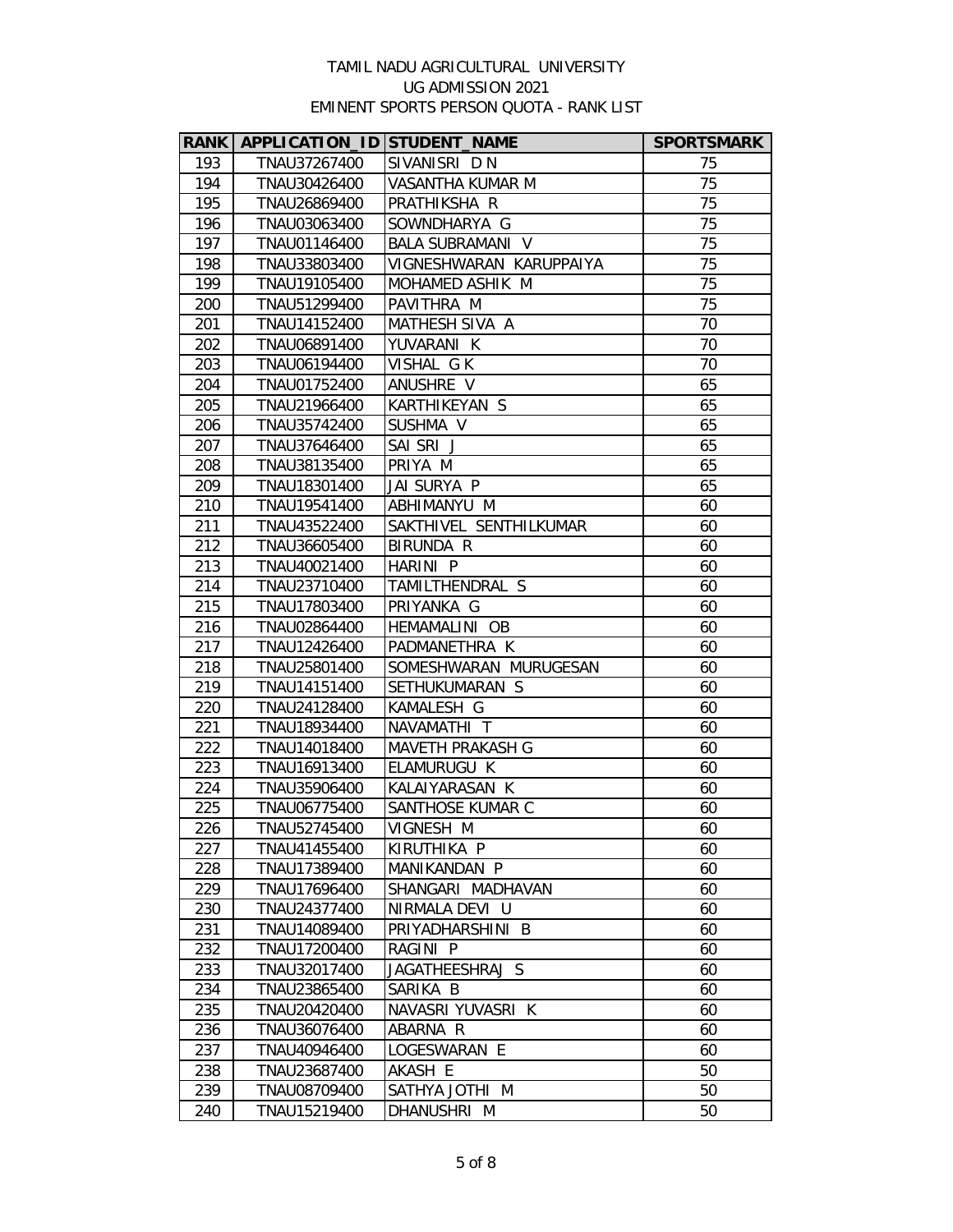TAMIL NADU AGRICULTURAL UNIVERSITY
UG ADMISSION 2021
EMINENT SPORTS PERSON QUOTA - RANK LIST

| RANK | APPLICATION_ID | STUDENT_NAME | SPORTSMARK |
|---|---|---|---|
| 193 | TNAU37267400 | SIVANISRI D N | 75 |
| 194 | TNAU30426400 | VASANTHA KUMAR M | 75 |
| 195 | TNAU26869400 | PRATHIKSHA R | 75 |
| 196 | TNAU03063400 | SOWNDHARYA G | 75 |
| 197 | TNAU01146400 | BALA SUBRAMANI V | 75 |
| 198 | TNAU33803400 | VIGNESHWARAN KARUPPAIYA | 75 |
| 199 | TNAU19105400 | MOHAMED ASHIK M | 75 |
| 200 | TNAU51299400 | PAVITHRA M | 75 |
| 201 | TNAU14152400 | MATHESH SIVA A | 70 |
| 202 | TNAU06891400 | YUVARANI K | 70 |
| 203 | TNAU06194400 | VISHAL G K | 70 |
| 204 | TNAU01752400 | ANUSHRE V | 65 |
| 205 | TNAU21966400 | KARTHIKEYAN S | 65 |
| 206 | TNAU35742400 | SUSHMA V | 65 |
| 207 | TNAU37646400 | SAI SRI J | 65 |
| 208 | TNAU38135400 | PRIYA M | 65 |
| 209 | TNAU18301400 | JAI SURYA P | 65 |
| 210 | TNAU19541400 | ABHIMANYU M | 60 |
| 211 | TNAU43522400 | SAKTHIVEL SENTHILKUMAR | 60 |
| 212 | TNAU36605400 | BIRUNDA R | 60 |
| 213 | TNAU40021400 | HARINI P | 60 |
| 214 | TNAU23710400 | TAMILTHENDRAL S | 60 |
| 215 | TNAU17803400 | PRIYANKA G | 60 |
| 216 | TNAU02864400 | HEMAMALINI OB | 60 |
| 217 | TNAU12426400 | PADMANETHRA K | 60 |
| 218 | TNAU25801400 | SOMESHWARAN MURUGESAN | 60 |
| 219 | TNAU14151400 | SETHUKUMARAN S | 60 |
| 220 | TNAU24128400 | KAMALESH G | 60 |
| 221 | TNAU18934400 | NAVAMATHI T | 60 |
| 222 | TNAU14018400 | MAVETH PRAKASH G | 60 |
| 223 | TNAU16913400 | ELAMURUGU K | 60 |
| 224 | TNAU35906400 | KALAIYARASAN K | 60 |
| 225 | TNAU06775400 | SANTHOSE KUMAR C | 60 |
| 226 | TNAU52745400 | VIGNESH M | 60 |
| 227 | TNAU41455400 | KIRUTHIKA P | 60 |
| 228 | TNAU17389400 | MANIKANDAN P | 60 |
| 229 | TNAU17696400 | SHANGARI MADHAVAN | 60 |
| 230 | TNAU24377400 | NIRMALA DEVI U | 60 |
| 231 | TNAU14089400 | PRIYADHARSHINI B | 60 |
| 232 | TNAU17200400 | RAGINI P | 60 |
| 233 | TNAU32017400 | JAGATHEESHRAJ S | 60 |
| 234 | TNAU23865400 | SARIKA B | 60 |
| 235 | TNAU20420400 | NAVASRI YUVASRI K | 60 |
| 236 | TNAU36076400 | ABARNA R | 60 |
| 237 | TNAU40946400 | LOGESWARAN E | 60 |
| 238 | TNAU23687400 | AKASH E | 50 |
| 239 | TNAU08709400 | SATHYA JOTHI M | 50 |
| 240 | TNAU15219400 | DHANUSHRI M | 50 |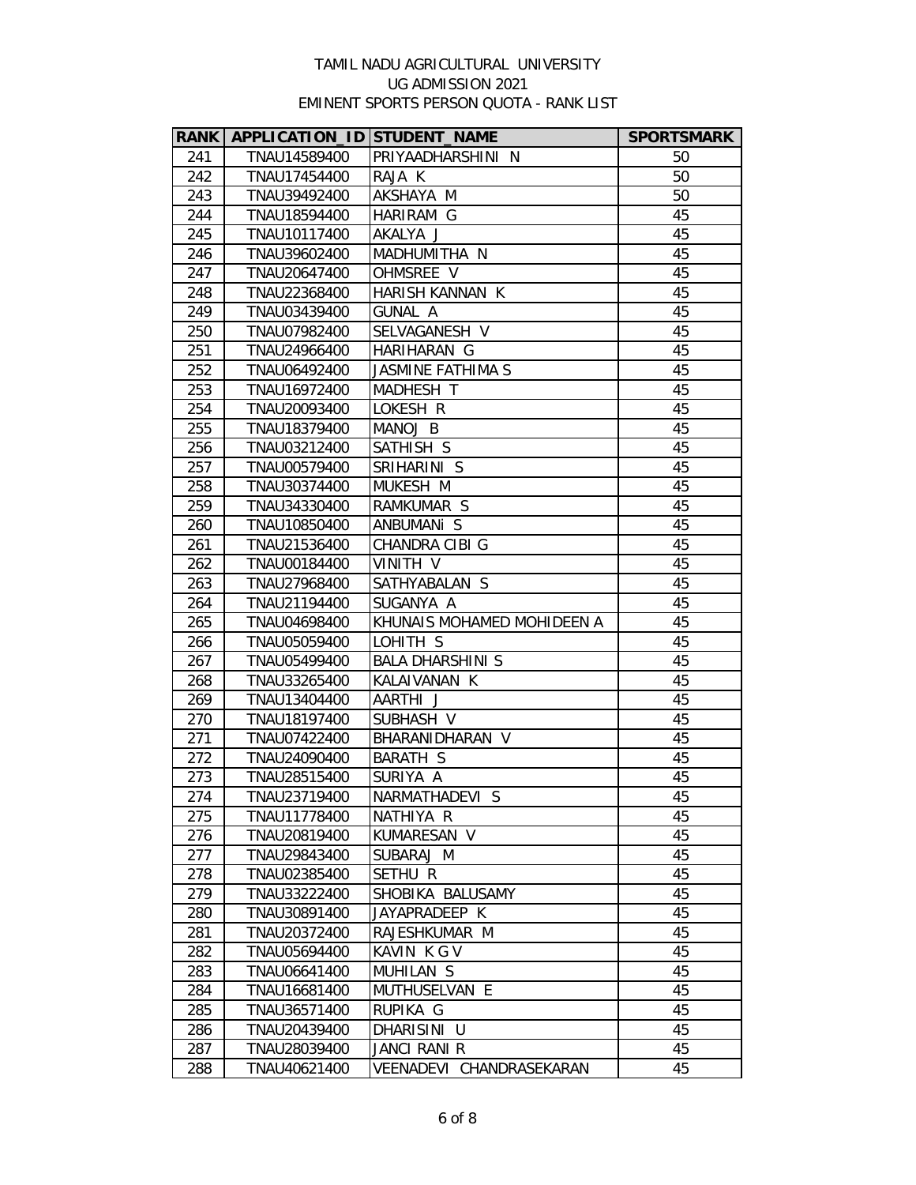TAMIL NADU AGRICULTURAL UNIVERSITY
UG ADMISSION 2021
EMINENT SPORTS PERSON QUOTA - RANK LIST

| RANK | APPLICATION_ID | STUDENT_NAME | SPORTSMARK |
|---|---|---|---|
| 241 | TNAU14589400 | PRIYAADHARSHINI N | 50 |
| 242 | TNAU17454400 | RAJA K | 50 |
| 243 | TNAU39492400 | AKSHAYA M | 50 |
| 244 | TNAU18594400 | HARIRAM G | 45 |
| 245 | TNAU10117400 | AKALYA J | 45 |
| 246 | TNAU39602400 | MADHUMITHA N | 45 |
| 247 | TNAU20647400 | OHMSREE V | 45 |
| 248 | TNAU22368400 | HARISH KANNAN K | 45 |
| 249 | TNAU03439400 | GUNAL A | 45 |
| 250 | TNAU07982400 | SELVAGANESH V | 45 |
| 251 | TNAU24966400 | HARIHARAN G | 45 |
| 252 | TNAU06492400 | JASMINE FATHIMA S | 45 |
| 253 | TNAU16972400 | MADHESH T | 45 |
| 254 | TNAU20093400 | LOKESH R | 45 |
| 255 | TNAU18379400 | MANOJ B | 45 |
| 256 | TNAU03212400 | SATHISH S | 45 |
| 257 | TNAU00579400 | SRIHARINI S | 45 |
| 258 | TNAU30374400 | MUKESH M | 45 |
| 259 | TNAU34330400 | RAMKUMAR S | 45 |
| 260 | TNAU10850400 | ANBUMANi S | 45 |
| 261 | TNAU21536400 | CHANDRA CIBI G | 45 |
| 262 | TNAU00184400 | VINITH V | 45 |
| 263 | TNAU27968400 | SATHYABALAN S | 45 |
| 264 | TNAU21194400 | SUGANYA A | 45 |
| 265 | TNAU04698400 | KHUNAIS MOHAMED MOHIDEEN A | 45 |
| 266 | TNAU05059400 | LOHITH S | 45 |
| 267 | TNAU05499400 | BALA DHARSHINI S | 45 |
| 268 | TNAU33265400 | KALAIVANAN K | 45 |
| 269 | TNAU13404400 | AARTHI J | 45 |
| 270 | TNAU18197400 | SUBHASH V | 45 |
| 271 | TNAU07422400 | BHARANIDHARAN V | 45 |
| 272 | TNAU24090400 | BARATH S | 45 |
| 273 | TNAU28515400 | SURIYA A | 45 |
| 274 | TNAU23719400 | NARMATHADEVI S | 45 |
| 275 | TNAU11778400 | NATHIYA R | 45 |
| 276 | TNAU20819400 | KUMARESAN V | 45 |
| 277 | TNAU29843400 | SUBARAJ M | 45 |
| 278 | TNAU02385400 | SETHU R | 45 |
| 279 | TNAU33222400 | SHOBIKA BALUSAMY | 45 |
| 280 | TNAU30891400 | JAYAPRADEEP K | 45 |
| 281 | TNAU20372400 | RAJESHKUMAR M | 45 |
| 282 | TNAU05694400 | KAVIN K G V | 45 |
| 283 | TNAU06641400 | MUHILAN S | 45 |
| 284 | TNAU16681400 | MUTHUSELVAN E | 45 |
| 285 | TNAU36571400 | RUPIKA G | 45 |
| 286 | TNAU20439400 | DHARISINI U | 45 |
| 287 | TNAU28039400 | JANCI RANI R | 45 |
| 288 | TNAU40621400 | VEENADEVI CHANDRASEKARAN | 45 |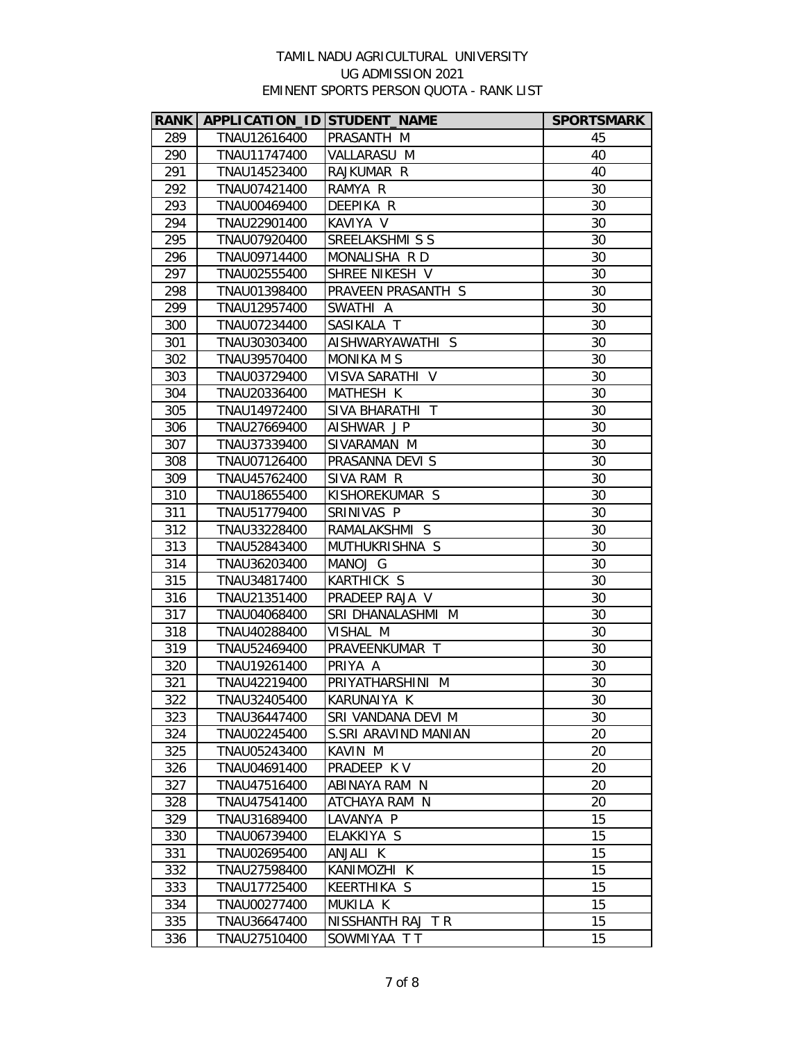# TAMIL NADU AGRICULTURAL UNIVERSITY
## UG ADMISSION 2021
## EMINENT SPORTS PERSON QUOTA - RANK LIST

| RANK | APPLICATION_ID | STUDENT_NAME | SPORTSMARK |
|---|---|---|---|
| 289 | TNAU12616400 | PRASANTH M | 45 |
| 290 | TNAU11747400 | VALLARASU M | 40 |
| 291 | TNAU14523400 | RAJKUMAR R | 40 |
| 292 | TNAU07421400 | RAMYA R | 30 |
| 293 | TNAU00469400 | DEEPIKA R | 30 |
| 294 | TNAU22901400 | KAVIYA V | 30 |
| 295 | TNAU07920400 | SREELAKSHMI S S | 30 |
| 296 | TNAU09714400 | MONALISHA R D | 30 |
| 297 | TNAU02555400 | SHREE NIKESH V | 30 |
| 298 | TNAU01398400 | PRAVEEN PRASANTH S | 30 |
| 299 | TNAU12957400 | SWATHI A | 30 |
| 300 | TNAU07234400 | SASIKALA T | 30 |
| 301 | TNAU30303400 | AISHWARYAWATHI S | 30 |
| 302 | TNAU39570400 | MONIKA M S | 30 |
| 303 | TNAU03729400 | VISVA SARATHI V | 30 |
| 304 | TNAU20336400 | MATHESH K | 30 |
| 305 | TNAU14972400 | SIVA BHARATHI T | 30 |
| 306 | TNAU27669400 | AISHWAR J P | 30 |
| 307 | TNAU37339400 | SIVARAMAN M | 30 |
| 308 | TNAU07126400 | PRASANNA DEVI S | 30 |
| 309 | TNAU45762400 | SIVA RAM R | 30 |
| 310 | TNAU18655400 | KISHOREKUMAR S | 30 |
| 311 | TNAU51779400 | SRINIVAS P | 30 |
| 312 | TNAU33228400 | RAMALAKSHMI S | 30 |
| 313 | TNAU52843400 | MUTHUKRISHNA S | 30 |
| 314 | TNAU36203400 | MANOJ G | 30 |
| 315 | TNAU34817400 | KARTHICK S | 30 |
| 316 | TNAU21351400 | PRADEEP RAJA V | 30 |
| 317 | TNAU04068400 | SRI DHANALASHMI M | 30 |
| 318 | TNAU40288400 | VISHAL M | 30 |
| 319 | TNAU52469400 | PRAVEENKUMAR T | 30 |
| 320 | TNAU19261400 | PRIYA A | 30 |
| 321 | TNAU42219400 | PRIYATHARSHINI M | 30 |
| 322 | TNAU32405400 | KARUNAIYA K | 30 |
| 323 | TNAU36447400 | SRI VANDANA DEVI M | 30 |
| 324 | TNAU02245400 | S.SRI ARAVIND MANIAN | 20 |
| 325 | TNAU05243400 | KAVIN M | 20 |
| 326 | TNAU04691400 | PRADEEP K V | 20 |
| 327 | TNAU47516400 | ABINAYA RAM N | 20 |
| 328 | TNAU47541400 | ATCHAYA RAM N | 20 |
| 329 | TNAU31689400 | LAVANYA P | 15 |
| 330 | TNAU06739400 | ELAKKIYA S | 15 |
| 331 | TNAU02695400 | ANJALI K | 15 |
| 332 | TNAU27598400 | KANIMOZHI K | 15 |
| 333 | TNAU17725400 | KEERTHIKA S | 15 |
| 334 | TNAU00277400 | MUKILA K | 15 |
| 335 | TNAU36647400 | NISSHANTH RAJ T R | 15 |
| 336 | TNAU27510400 | SOWMIYAA T T | 15 |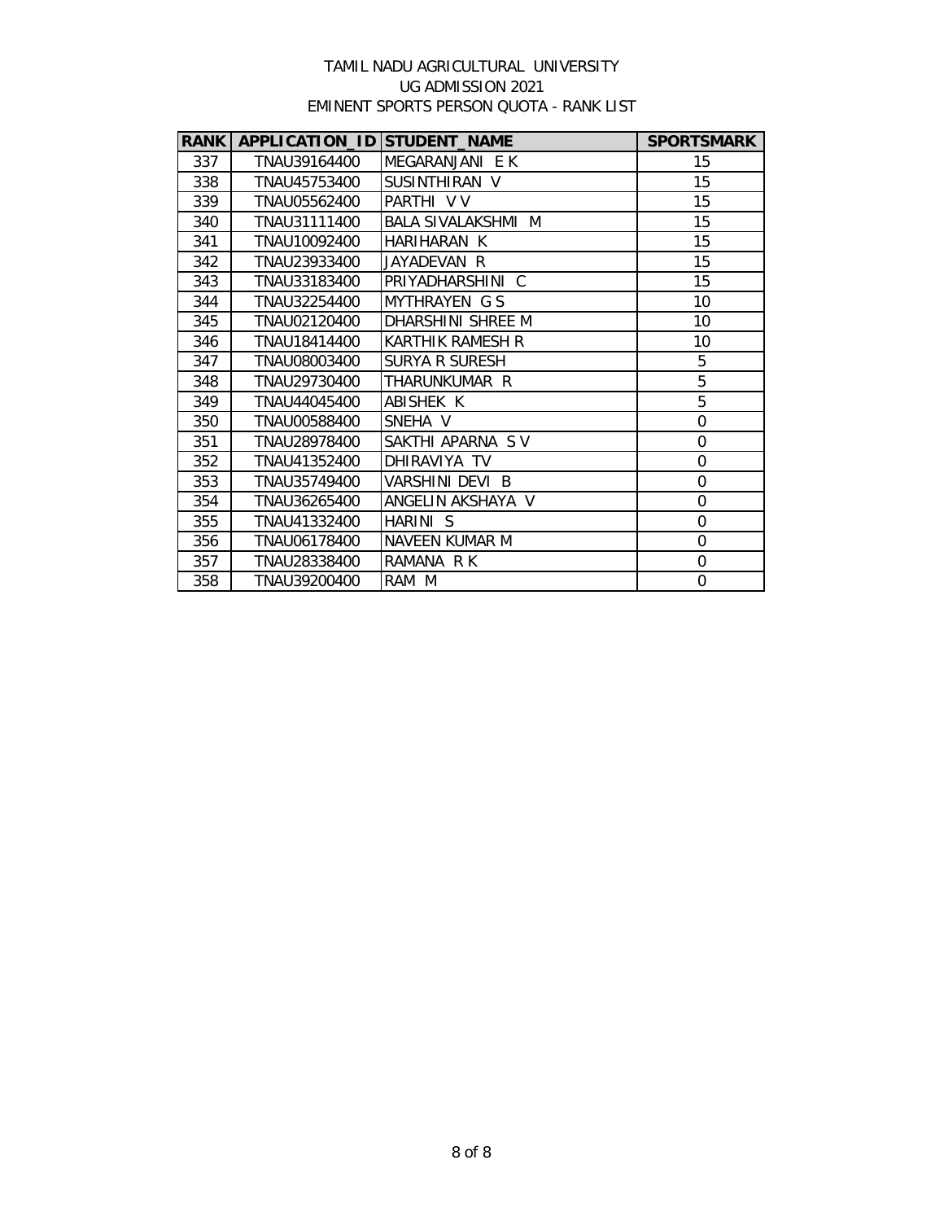TAMIL NADU AGRICULTURAL UNIVERSITY
UG ADMISSION 2021
EMINENT SPORTS PERSON QUOTA - RANK LIST

| RANK | APPLICATION_ID | STUDENT_NAME | SPORTSMARK |
|---|---|---|---|
| 337 | TNAU39164400 | MEGARANJANI E K | 15 |
| 338 | TNAU45753400 | SUSINTHIRAN V | 15 |
| 339 | TNAU05562400 | PARTHI V V | 15 |
| 340 | TNAU31111400 | BALA SIVALAKSHMI M | 15 |
| 341 | TNAU10092400 | HARIHARAN K | 15 |
| 342 | TNAU23933400 | JAYADEVAN R | 15 |
| 343 | TNAU33183400 | PRIYADHARSHINI C | 15 |
| 344 | TNAU32254400 | MYTHRAYEN G S | 10 |
| 345 | TNAU02120400 | DHARSHINI SHREE M | 10 |
| 346 | TNAU18414400 | KARTHIK RAMESH R | 10 |
| 347 | TNAU08003400 | SURYA R SURESH | 5 |
| 348 | TNAU29730400 | THARUNKUMAR R | 5 |
| 349 | TNAU44045400 | ABISHEK K | 5 |
| 350 | TNAU00588400 | SNEHA V | 0 |
| 351 | TNAU28978400 | SAKTHI APARNA S V | 0 |
| 352 | TNAU41352400 | DHIRAVIYA TV | 0 |
| 353 | TNAU35749400 | VARSHINI DEVI B | 0 |
| 354 | TNAU36265400 | ANGELIN AKSHAYA V | 0 |
| 355 | TNAU41332400 | HARINI S | 0 |
| 356 | TNAU06178400 | NAVEEN KUMAR M | 0 |
| 357 | TNAU28338400 | RAMANA R K | 0 |
| 358 | TNAU39200400 | RAM M | 0 |